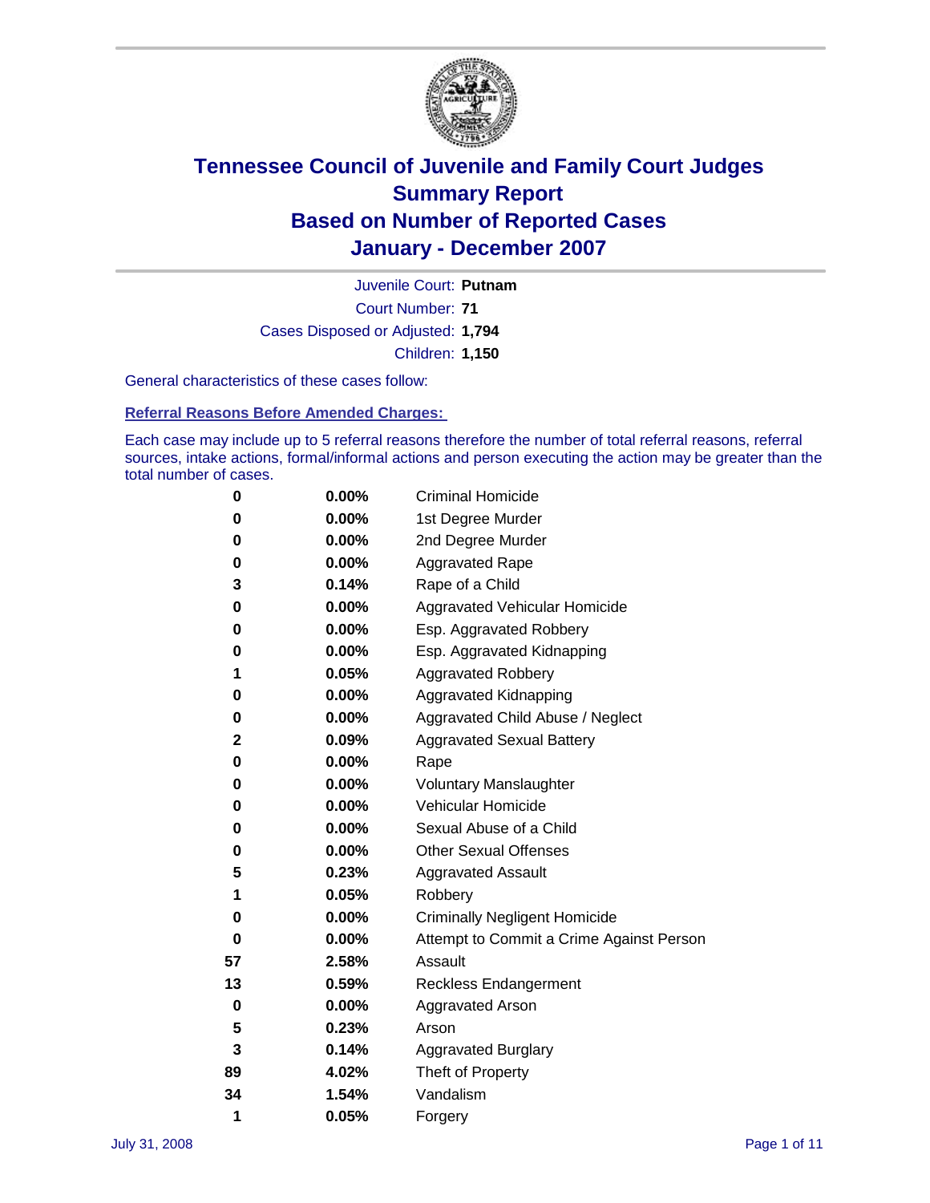# Tennessee Council of Juvenile and Family Court Judges
## Summary Report
## Based on Number of Reported Cases
## January - December 2007

Juvenile Court: **Putnam**

Court Number: **71**

Cases Disposed or Adjusted: **1,794**

Children: **1,150**

General characteristics of these cases follow:

### Referral Reasons Before Amended Charges:

Each case may include up to 5 referral reasons therefore the number of total referral reasons, referral sources, intake actions, formal/informal actions and person executing the action may be greater than the total number of cases.

| Count | Percent | Referral Reason |
|---|---|---|
| 0 | 0.00% | Criminal Homicide |
| 0 | 0.00% | 1st Degree Murder |
| 0 | 0.00% | 2nd Degree Murder |
| 0 | 0.00% | Aggravated Rape |
| 3 | 0.14% | Rape of a Child |
| 0 | 0.00% | Aggravated Vehicular Homicide |
| 0 | 0.00% | Esp. Aggravated Robbery |
| 0 | 0.00% | Esp. Aggravated Kidnapping |
| 1 | 0.05% | Aggravated Robbery |
| 0 | 0.00% | Aggravated Kidnapping |
| 0 | 0.00% | Aggravated Child Abuse / Neglect |
| 2 | 0.09% | Aggravated Sexual Battery |
| 0 | 0.00% | Rape |
| 0 | 0.00% | Voluntary Manslaughter |
| 0 | 0.00% | Vehicular Homicide |
| 0 | 0.00% | Sexual Abuse of a Child |
| 0 | 0.00% | Other Sexual Offenses |
| 5 | 0.23% | Aggravated Assault |
| 1 | 0.05% | Robbery |
| 0 | 0.00% | Criminally Negligent Homicide |
| 0 | 0.00% | Attempt to Commit a Crime Against Person |
| 57 | 2.58% | Assault |
| 13 | 0.59% | Reckless Endangerment |
| 0 | 0.00% | Aggravated Arson |
| 5 | 0.23% | Arson |
| 3 | 0.14% | Aggravated Burglary |
| 89 | 4.02% | Theft of Property |
| 34 | 1.54% | Vandalism |
| 1 | 0.05% | Forgery |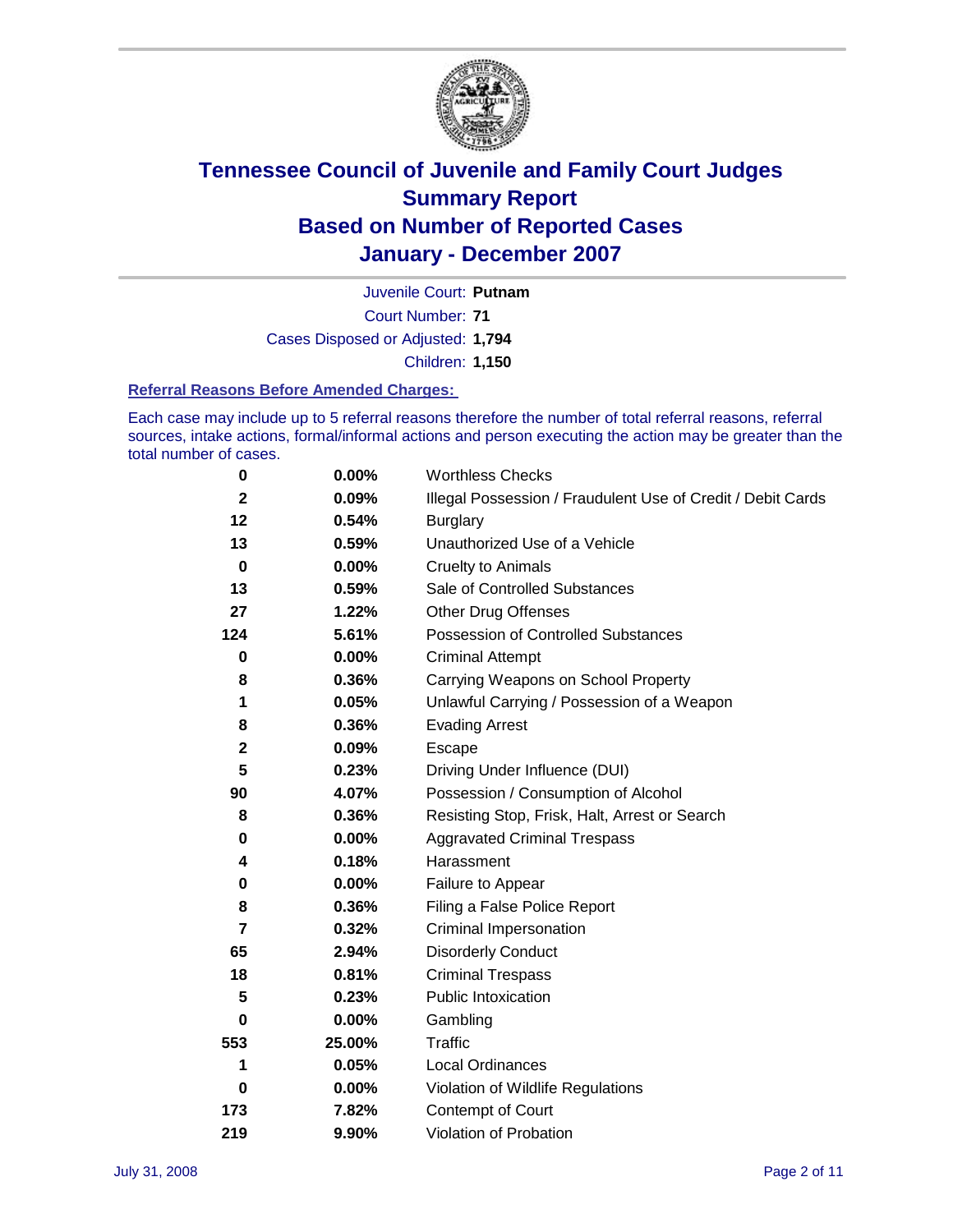# Tennessee Council of Juvenile and Family Court Judges
## Summary Report
## Based on Number of Reported Cases
## January - December 2007

Juvenile Court: **Putnam**

Court Number: **71**

Cases Disposed or Adjusted: **1,794**

Children: **1,150**

### Referral Reasons Before Amended Charges:

Each case may include up to 5 referral reasons therefore the number of total referral reasons, referral sources, intake actions, formal/informal actions and person executing the action may be greater than the total number of cases.

| Count | Percent | Referral Reason |
|---|---|---|
| 0 | 0.00% | Worthless Checks |
| 2 | 0.09% | Illegal Possession / Fraudulent Use of Credit / Debit Cards |
| 12 | 0.54% | Burglary |
| 13 | 0.59% | Unauthorized Use of a Vehicle |
| 0 | 0.00% | Cruelty to Animals |
| 13 | 0.59% | Sale of Controlled Substances |
| 27 | 1.22% | Other Drug Offenses |
| 124 | 5.61% | Possession of Controlled Substances |
| 0 | 0.00% | Criminal Attempt |
| 8 | 0.36% | Carrying Weapons on School Property |
| 1 | 0.05% | Unlawful Carrying / Possession of a Weapon |
| 8 | 0.36% | Evading Arrest |
| 2 | 0.09% | Escape |
| 5 | 0.23% | Driving Under Influence (DUI) |
| 90 | 4.07% | Possession / Consumption of Alcohol |
| 8 | 0.36% | Resisting Stop, Frisk, Halt, Arrest or Search |
| 0 | 0.00% | Aggravated Criminal Trespass |
| 4 | 0.18% | Harassment |
| 0 | 0.00% | Failure to Appear |
| 8 | 0.36% | Filing a False Police Report |
| 7 | 0.32% | Criminal Impersonation |
| 65 | 2.94% | Disorderly Conduct |
| 18 | 0.81% | Criminal Trespass |
| 5 | 0.23% | Public Intoxication |
| 0 | 0.00% | Gambling |
| 553 | 25.00% | Traffic |
| 1 | 0.05% | Local Ordinances |
| 0 | 0.00% | Violation of Wildlife Regulations |
| 173 | 7.82% | Contempt of Court |
| 219 | 9.90% | Violation of Probation |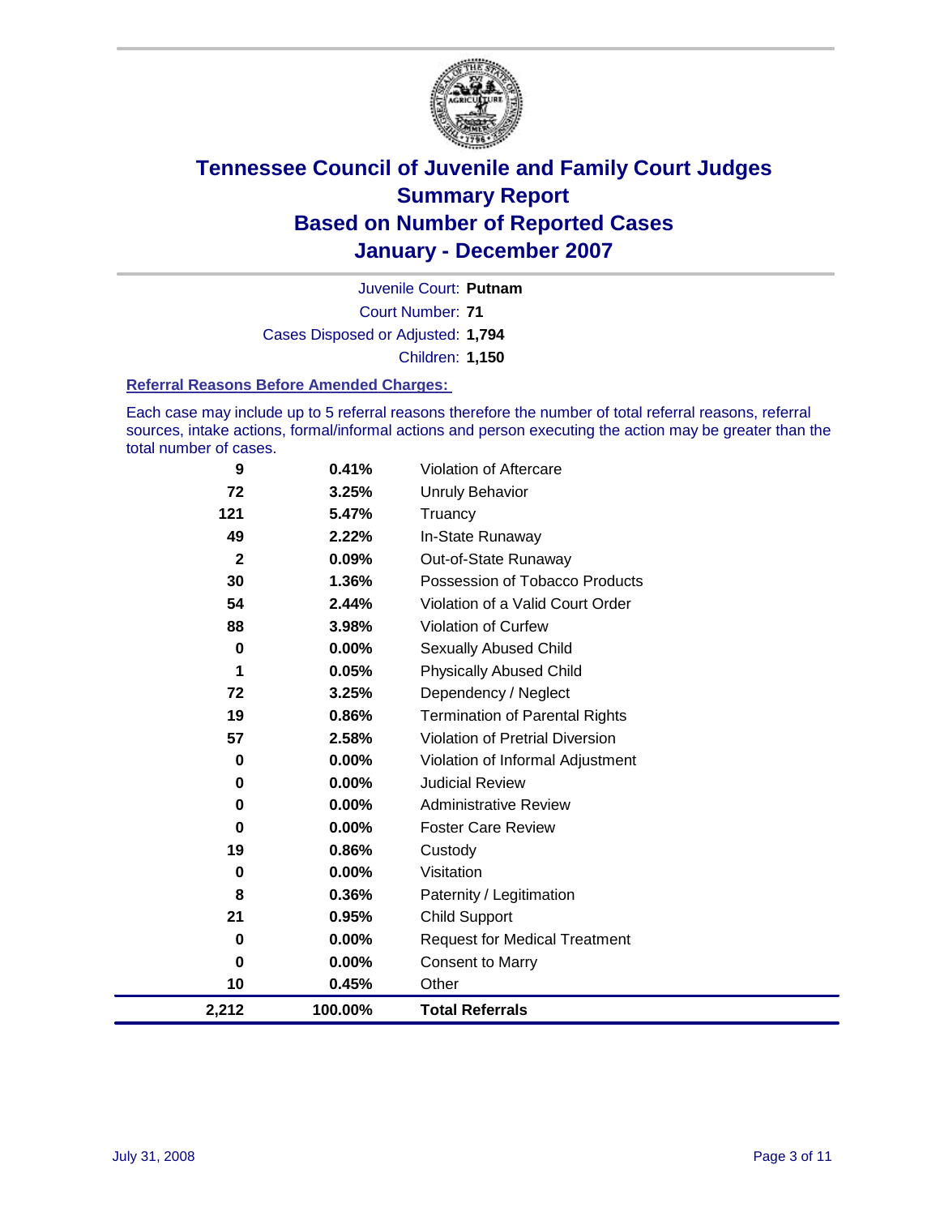# Tennessee Council of Juvenile and Family Court Judges
# Summary Report
# Based on Number of Reported Cases
# January - December 2007

Juvenile Court: **Putnam**

Court Number: **71**

Cases Disposed or Adjusted: **1,794**

Children: **1,150**

### Referral Reasons Before Amended Charges:

Each case may include up to 5 referral reasons therefore the number of total referral reasons, referral sources, intake actions, formal/informal actions and person executing the action may be greater than the total number of cases.

| | | |
|---|---|---|
| 9 | 0.41% | Violation of Aftercare |
| 72 | 3.25% | Unruly Behavior |
| 121 | 5.47% | Truancy |
| 49 | 2.22% | In-State Runaway |
| 2 | 0.09% | Out-of-State Runaway |
| 30 | 1.36% | Possession of Tobacco Products |
| 54 | 2.44% | Violation of a Valid Court Order |
| 88 | 3.98% | Violation of Curfew |
| 0 | 0.00% | Sexually Abused Child |
| 1 | 0.05% | Physically Abused Child |
| 72 | 3.25% | Dependency / Neglect |
| 19 | 0.86% | Termination of Parental Rights |
| 57 | 2.58% | Violation of Pretrial Diversion |
| 0 | 0.00% | Violation of Informal Adjustment |
| 0 | 0.00% | Judicial Review |
| 0 | 0.00% | Administrative Review |
| 0 | 0.00% | Foster Care Review |
| 19 | 0.86% | Custody |
| 0 | 0.00% | Visitation |
| 8 | 0.36% | Paternity / Legitimation |
| 21 | 0.95% | Child Support |
| 0 | 0.00% | Request for Medical Treatment |
| 0 | 0.00% | Consent to Marry |
| 10 | 0.45% | Other |
| **2,212** | **100.00%** | **Total Referrals** |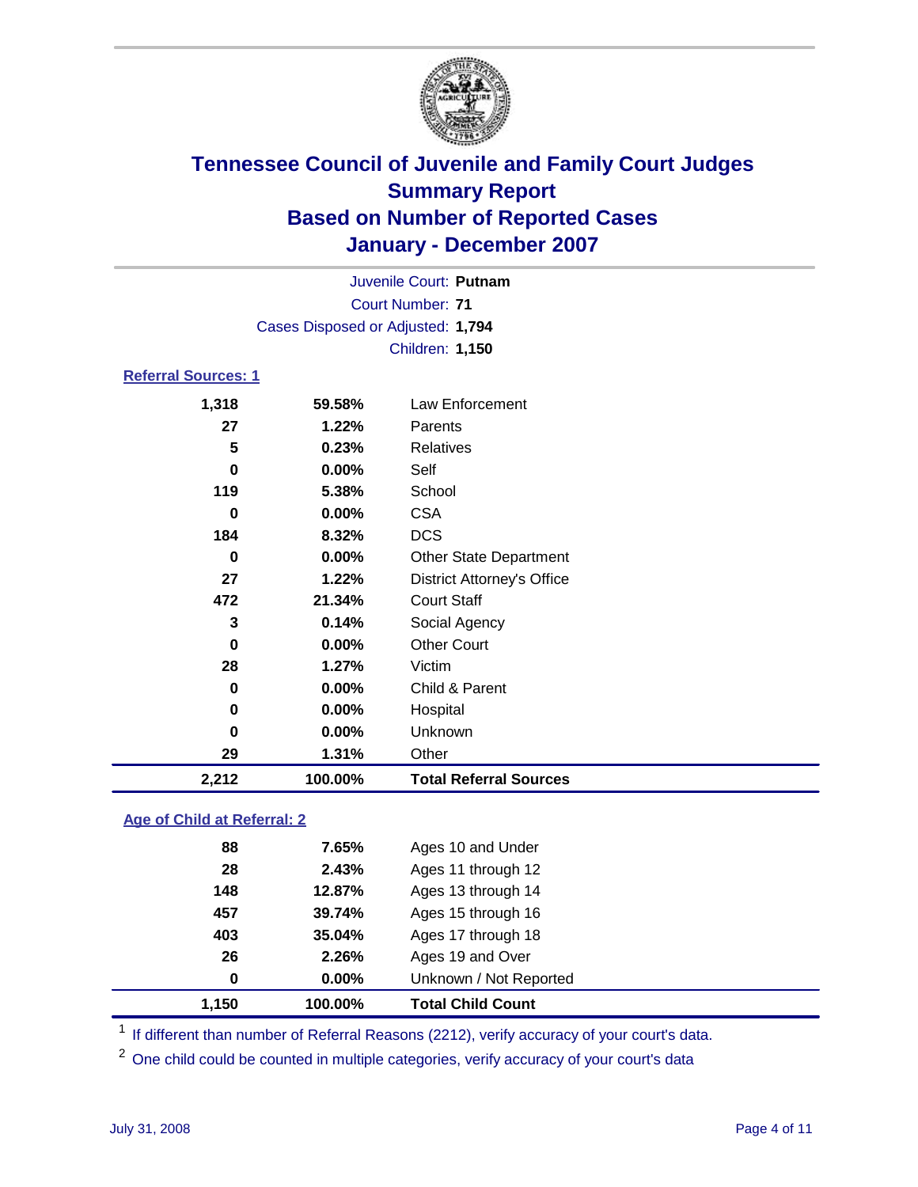# Tennessee Council of Juvenile and Family Court Judges
## Summary Report
## Based on Number of Reported Cases
## January - December 2007

Juvenile Court: **Putnam**
Court Number: **71**
Cases Disposed or Adjusted: **1,794**
Children: **1,150**

### Referral Sources: 1

| | | |
|---|---|---|
| 1,318 | 59.58% | Law Enforcement |
| 27 | 1.22% | Parents |
| 5 | 0.23% | Relatives |
| 0 | 0.00% | Self |
| 119 | 5.38% | School |
| 0 | 0.00% | CSA |
| 184 | 8.32% | DCS |
| 0 | 0.00% | Other State Department |
| 27 | 1.22% | District Attorney's Office |
| 472 | 21.34% | Court Staff |
| 3 | 0.14% | Social Agency |
| 0 | 0.00% | Other Court |
| 28 | 1.27% | Victim |
| 0 | 0.00% | Child & Parent |
| 0 | 0.00% | Hospital |
| 0 | 0.00% | Unknown |
| 29 | 1.31% | Other |
| **2,212** | **100.00%** | **Total Referral Sources** |

### Age of Child at Referral: 2

| | | |
|---|---|---|
| 88 | 7.65% | Ages 10 and Under |
| 28 | 2.43% | Ages 11 through 12 |
| 148 | 12.87% | Ages 13 through 14 |
| 457 | 39.74% | Ages 15 through 16 |
| 403 | 35.04% | Ages 17 through 18 |
| 26 | 2.26% | Ages 19 and Over |
| 0 | 0.00% | Unknown / Not Reported |
| **1,150** | **100.00%** | **Total Child Count** |

[1] If different than number of Referral Reasons (2212), verify accuracy of your court's data.

[2] One child could be counted in multiple categories, verify accuracy of your court's data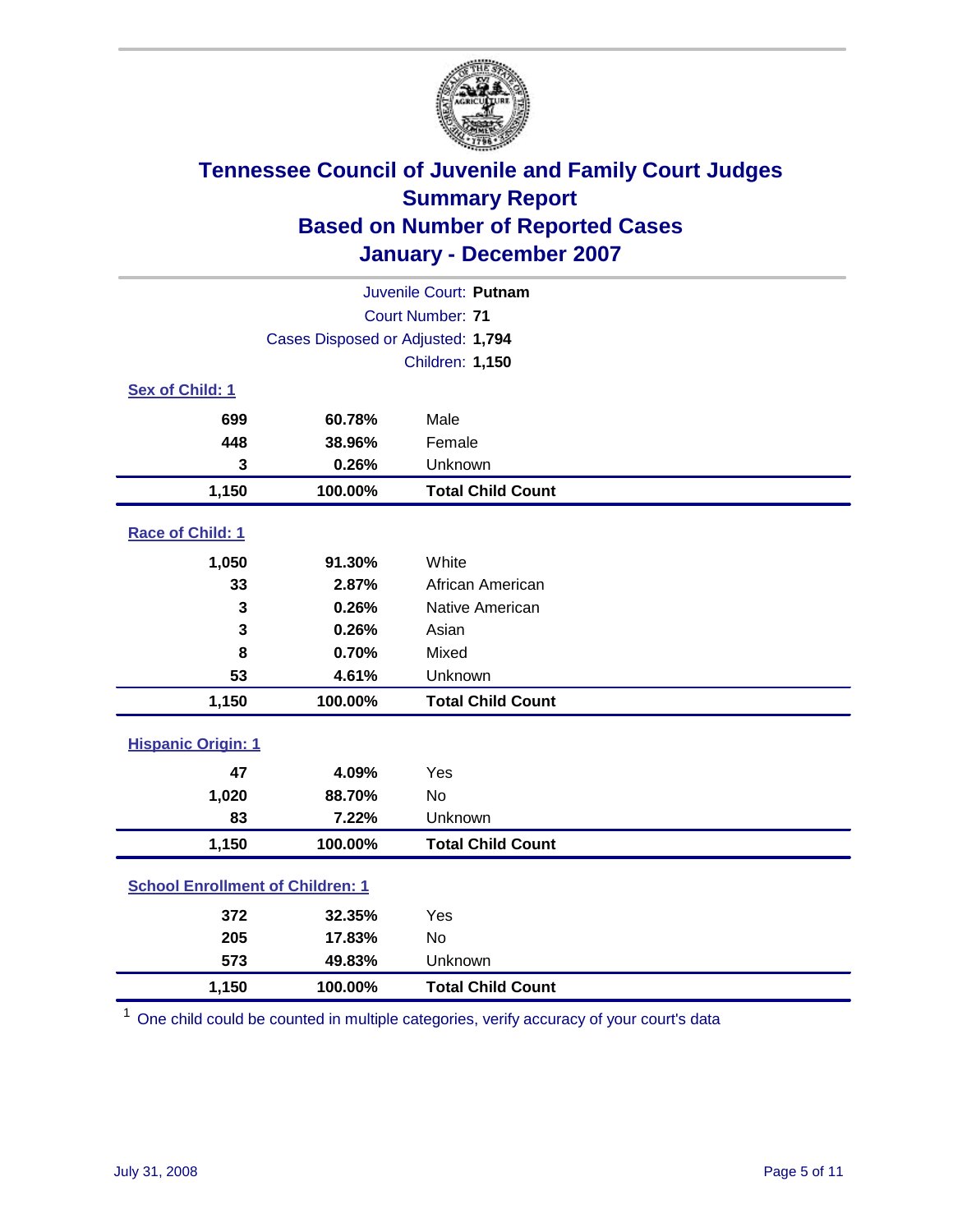# Tennessee Council of Juvenile and Family Court Judges
## Summary Report
## Based on Number of Reported Cases
## January - December 2007

Juvenile Court: **Putnam**
Court Number: **71**
Cases Disposed or Adjusted: **1,794**
Children: **1,150**

### Sex of Child: 1

| | | |
|---|---|---|
| 699 | 60.78% | Male |
| 448 | 38.96% | Female |
| 3 | 0.26% | Unknown |
| **1,150** | **100.00%** | **Total Child Count** |

### Race of Child: 1

| | | |
|---|---|---|
| 1,050 | 91.30% | White |
| 33 | 2.87% | African American |
| 3 | 0.26% | Native American |
| 3 | 0.26% | Asian |
| 8 | 0.70% | Mixed |
| 53 | 4.61% | Unknown |
| **1,150** | **100.00%** | **Total Child Count** |

### Hispanic Origin: 1

| | | |
|---|---|---|
| 47 | 4.09% | Yes |
| 1,020 | 88.70% | No |
| 83 | 7.22% | Unknown |
| **1,150** | **100.00%** | **Total Child Count** |

### School Enrollment of Children: 1

| | | |
|---|---|---|
| 372 | 32.35% | Yes |
| 205 | 17.83% | No |
| 573 | 49.83% | Unknown |
| **1,150** | **100.00%** | **Total Child Count** |

[1] One child could be counted in multiple categories, verify accuracy of your court's data

July 31, 2008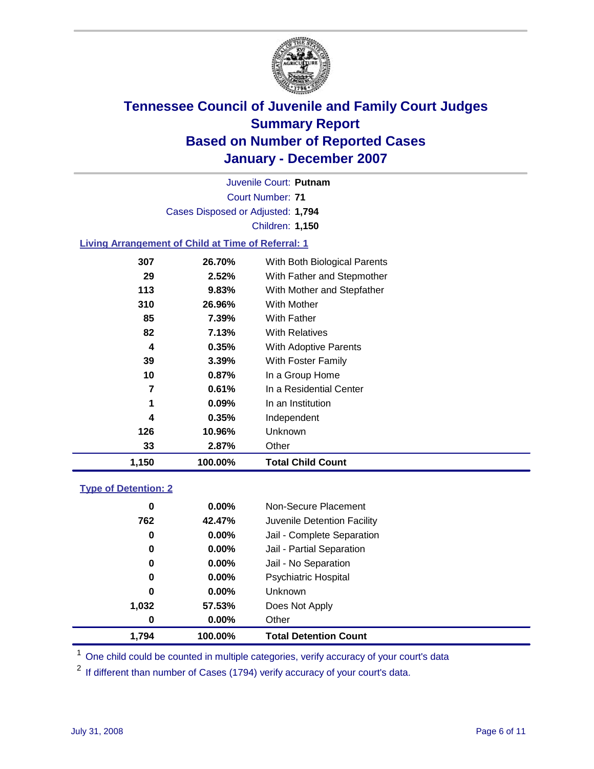# Tennessee Council of Juvenile and Family Court Judges
# Summary Report
# Based on Number of Reported Cases
# January - December 2007

Juvenile Court: **Putnam**

Court Number: **71**

Cases Disposed or Adjusted: **1,794**

Children: **1,150**

### Living Arrangement of Child at Time of Referral: 1

| | | |
|---|---|---|
| 307 | 26.70% | With Both Biological Parents |
| 29 | 2.52% | With Father and Stepmother |
| 113 | 9.83% | With Mother and Stepfather |
| 310 | 26.96% | With Mother |
| 85 | 7.39% | With Father |
| 82 | 7.13% | With Relatives |
| 4 | 0.35% | With Adoptive Parents |
| 39 | 3.39% | With Foster Family |
| 10 | 0.87% | In a Group Home |
| 7 | 0.61% | In a Residential Center |
| 1 | 0.09% | In an Institution |
| 4 | 0.35% | Independent |
| 126 | 10.96% | Unknown |
| 33 | 2.87% | Other |
| **1,150** | **100.00%** | **Total Child Count** |

### Type of Detention: 2

| | | |
|---|---|---|
| 0 | 0.00% | Non-Secure Placement |
| 762 | 42.47% | Juvenile Detention Facility |
| 0 | 0.00% | Jail - Complete Separation |
| 0 | 0.00% | Jail - Partial Separation |
| 0 | 0.00% | Jail - No Separation |
| 0 | 0.00% | Psychiatric Hospital |
| 0 | 0.00% | Unknown |
| 1,032 | 57.53% | Does Not Apply |
| 0 | 0.00% | Other |
| **1,794** | **100.00%** | **Total Detention Count** |

[1] One child could be counted in multiple categories, verify accuracy of your court's data

[2] If different than number of Cases (1794) verify accuracy of your court's data.

July 31, 2008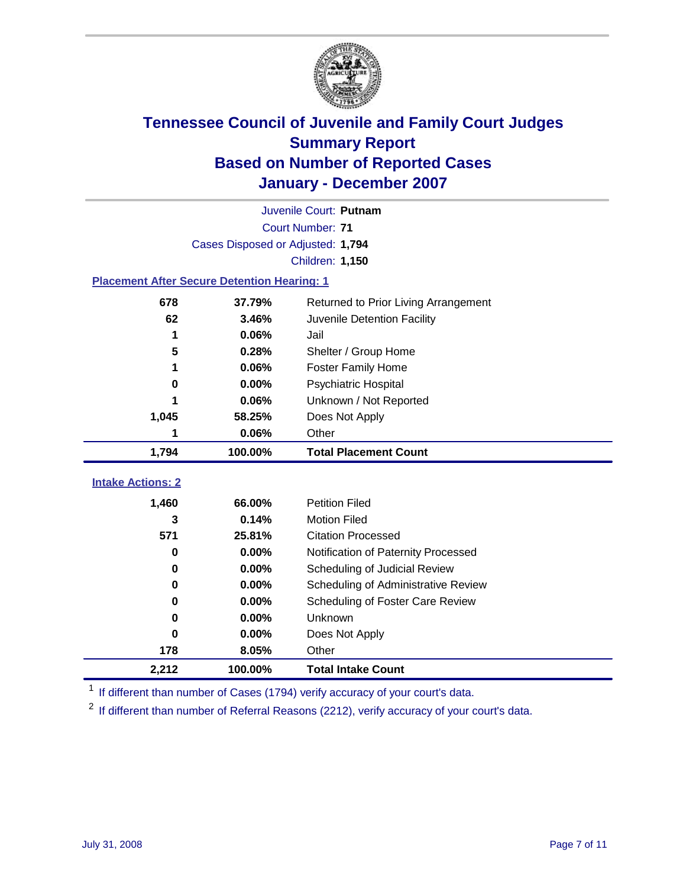# Tennessee Council of Juvenile and Family Court Judges
## Summary Report
## Based on Number of Reported Cases
## January - December 2007

Juvenile Court: **Putnam**

Court Number: **71**

Cases Disposed or Adjusted: **1,794**

Children: **1,150**

### Placement After Secure Detention Hearing: 1

| | | |
|---|---|---|
| 678 | 37.79% | Returned to Prior Living Arrangement |
| 62 | 3.46% | Juvenile Detention Facility |
| 1 | 0.06% | Jail |
| 5 | 0.28% | Shelter / Group Home |
| 1 | 0.06% | Foster Family Home |
| 0 | 0.00% | Psychiatric Hospital |
| 1 | 0.06% | Unknown / Not Reported |
| 1,045 | 58.25% | Does Not Apply |
| 1 | 0.06% | Other |
| **1,794** | **100.00%** | **Total Placement Count** |

### Intake Actions: 2

| | | |
|---|---|---|
| 1,460 | 66.00% | Petition Filed |
| 3 | 0.14% | Motion Filed |
| 571 | 25.81% | Citation Processed |
| 0 | 0.00% | Notification of Paternity Processed |
| 0 | 0.00% | Scheduling of Judicial Review |
| 0 | 0.00% | Scheduling of Administrative Review |
| 0 | 0.00% | Scheduling of Foster Care Review |
| 0 | 0.00% | Unknown |
| 0 | 0.00% | Does Not Apply |
| 178 | 8.05% | Other |
| **2,212** | **100.00%** | **Total Intake Count** |

[1] If different than number of Cases (1794) verify accuracy of your court's data.

[2] If different than number of Referral Reasons (2212), verify accuracy of your court's data.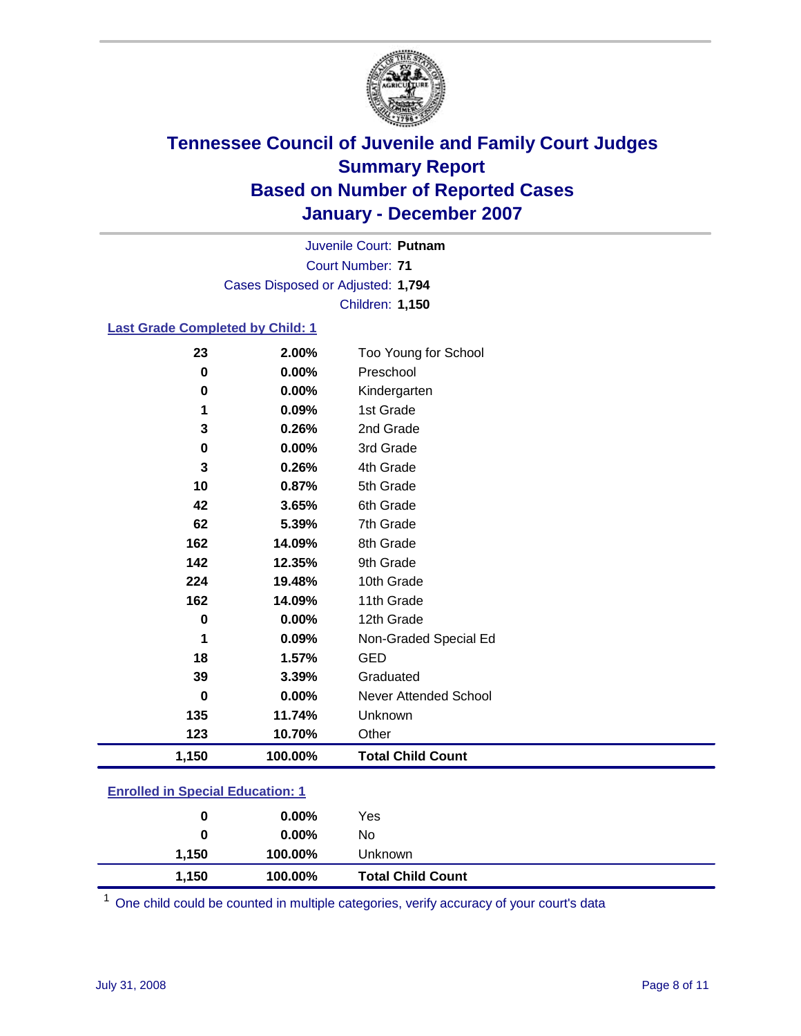# Tennessee Council of Juvenile and Family Court Judges
## Summary Report
## Based on Number of Reported Cases
## January - December 2007

Juvenile Court: **Putnam**
Court Number: **71**
Cases Disposed or Adjusted: **1,794**
Children: **1,150**

### Last Grade Completed by Child: 1

| Count | Percent | Category |
|---|---|---|
| 23 | 2.00% | Too Young for School |
| 0 | 0.00% | Preschool |
| 0 | 0.00% | Kindergarten |
| 1 | 0.09% | 1st Grade |
| 3 | 0.26% | 2nd Grade |
| 0 | 0.00% | 3rd Grade |
| 3 | 0.26% | 4th Grade |
| 10 | 0.87% | 5th Grade |
| 42 | 3.65% | 6th Grade |
| 62 | 5.39% | 7th Grade |
| 162 | 14.09% | 8th Grade |
| 142 | 12.35% | 9th Grade |
| 224 | 19.48% | 10th Grade |
| 162 | 14.09% | 11th Grade |
| 0 | 0.00% | 12th Grade |
| 1 | 0.09% | Non-Graded Special Ed |
| 18 | 1.57% | GED |
| 39 | 3.39% | Graduated |
| 0 | 0.00% | Never Attended School |
| 135 | 11.74% | Unknown |
| 123 | 10.70% | Other |
| **1,150** | **100.00%** | **Total Child Count** |

### Enrolled in Special Education: 1

| Count | Percent | Category |
|---|---|---|
| 0 | 0.00% | Yes |
| 0 | 0.00% | No |
| 1,150 | 100.00% | Unknown |
| **1,150** | **100.00%** | **Total Child Count** |

[1] One child could be counted in multiple categories, verify accuracy of your court's data

July 31, 2008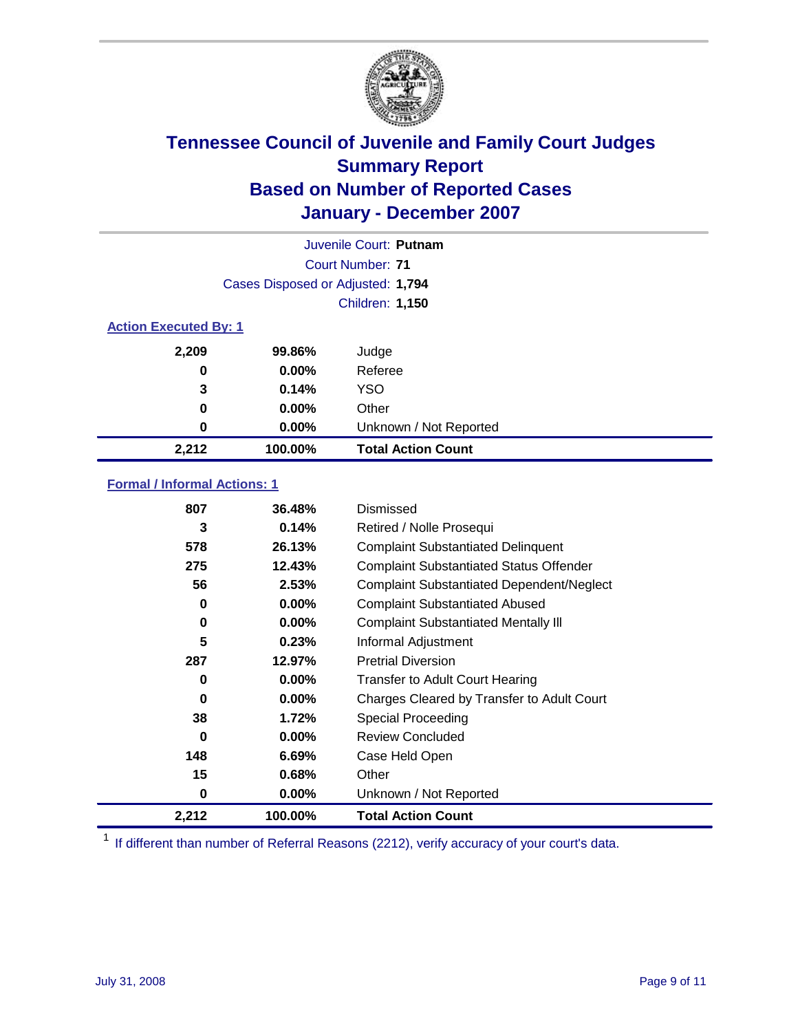# Tennessee Council of Juvenile and Family Court Judges
## Summary Report
## Based on Number of Reported Cases
## January - December 2007

Juvenile Court: **Putnam**

Court Number: **71**

Cases Disposed or Adjusted: **1,794**

Children: **1,150**

### Action Executed By: 1

| | | |
|---|---|---|
| 2,209 | 99.86% | Judge |
| 0 | 0.00% | Referee |
| 3 | 0.14% | YSO |
| 0 | 0.00% | Other |
| 0 | 0.00% | Unknown / Not Reported |
| **2,212** | **100.00%** | **Total Action Count** |

### Formal / Informal Actions: 1

| | | |
|---|---|---|
| 807 | 36.48% | Dismissed |
| 3 | 0.14% | Retired / Nolle Prosequi |
| 578 | 26.13% | Complaint Substantiated Delinquent |
| 275 | 12.43% | Complaint Substantiated Status Offender |
| 56 | 2.53% | Complaint Substantiated Dependent/Neglect |
| 0 | 0.00% | Complaint Substantiated Abused |
| 0 | 0.00% | Complaint Substantiated Mentally Ill |
| 5 | 0.23% | Informal Adjustment |
| 287 | 12.97% | Pretrial Diversion |
| 0 | 0.00% | Transfer to Adult Court Hearing |
| 0 | 0.00% | Charges Cleared by Transfer to Adult Court |
| 38 | 1.72% | Special Proceeding |
| 0 | 0.00% | Review Concluded |
| 148 | 6.69% | Case Held Open |
| 15 | 0.68% | Other |
| 0 | 0.00% | Unknown / Not Reported |
| **2,212** | **100.00%** | **Total Action Count** |

[1] If different than number of Referral Reasons (2212), verify accuracy of your court's data.

July 31, 2008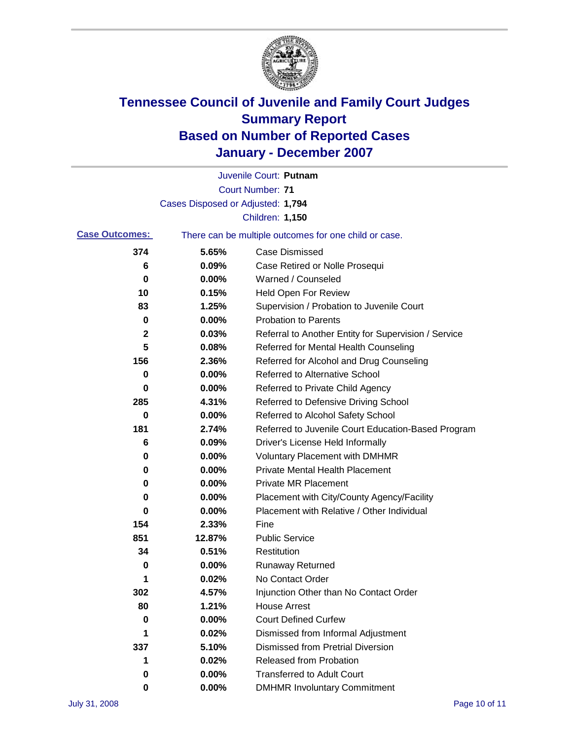# Tennessee Council of Juvenile and Family Court Judges
## Summary Report
## Based on Number of Reported Cases
## January - December 2007

Juvenile Court: **Putnam**

Court Number: **71**

Cases Disposed or Adjusted: **1,794**

Children: **1,150**

**Case Outcomes:** There can be multiple outcomes for one child or case.

| | | |
|---|---|---|
| 374 | 5.65% | Case Dismissed |
| 6 | 0.09% | Case Retired or Nolle Prosequi |
| 0 | 0.00% | Warned / Counseled |
| 10 | 0.15% | Held Open For Review |
| 83 | 1.25% | Supervision / Probation to Juvenile Court |
| 0 | 0.00% | Probation to Parents |
| 2 | 0.03% | Referral to Another Entity for Supervision / Service |
| 5 | 0.08% | Referred for Mental Health Counseling |
| 156 | 2.36% | Referred for Alcohol and Drug Counseling |
| 0 | 0.00% | Referred to Alternative School |
| 0 | 0.00% | Referred to Private Child Agency |
| 285 | 4.31% | Referred to Defensive Driving School |
| 0 | 0.00% | Referred to Alcohol Safety School |
| 181 | 2.74% | Referred to Juvenile Court Education-Based Program |
| 6 | 0.09% | Driver's License Held Informally |
| 0 | 0.00% | Voluntary Placement with DMHMR |
| 0 | 0.00% | Private Mental Health Placement |
| 0 | 0.00% | Private MR Placement |
| 0 | 0.00% | Placement with City/County Agency/Facility |
| 0 | 0.00% | Placement with Relative / Other Individual |
| 154 | 2.33% | Fine |
| 851 | 12.87% | Public Service |
| 34 | 0.51% | Restitution |
| 0 | 0.00% | Runaway Returned |
| 1 | 0.02% | No Contact Order |
| 302 | 4.57% | Injunction Other than No Contact Order |
| 80 | 1.21% | House Arrest |
| 0 | 0.00% | Court Defined Curfew |
| 1 | 0.02% | Dismissed from Informal Adjustment |
| 337 | 5.10% | Dismissed from Pretrial Diversion |
| 1 | 0.02% | Released from Probation |
| 0 | 0.00% | Transferred to Adult Court |
| 0 | 0.00% | DMHMR Involuntary Commitment |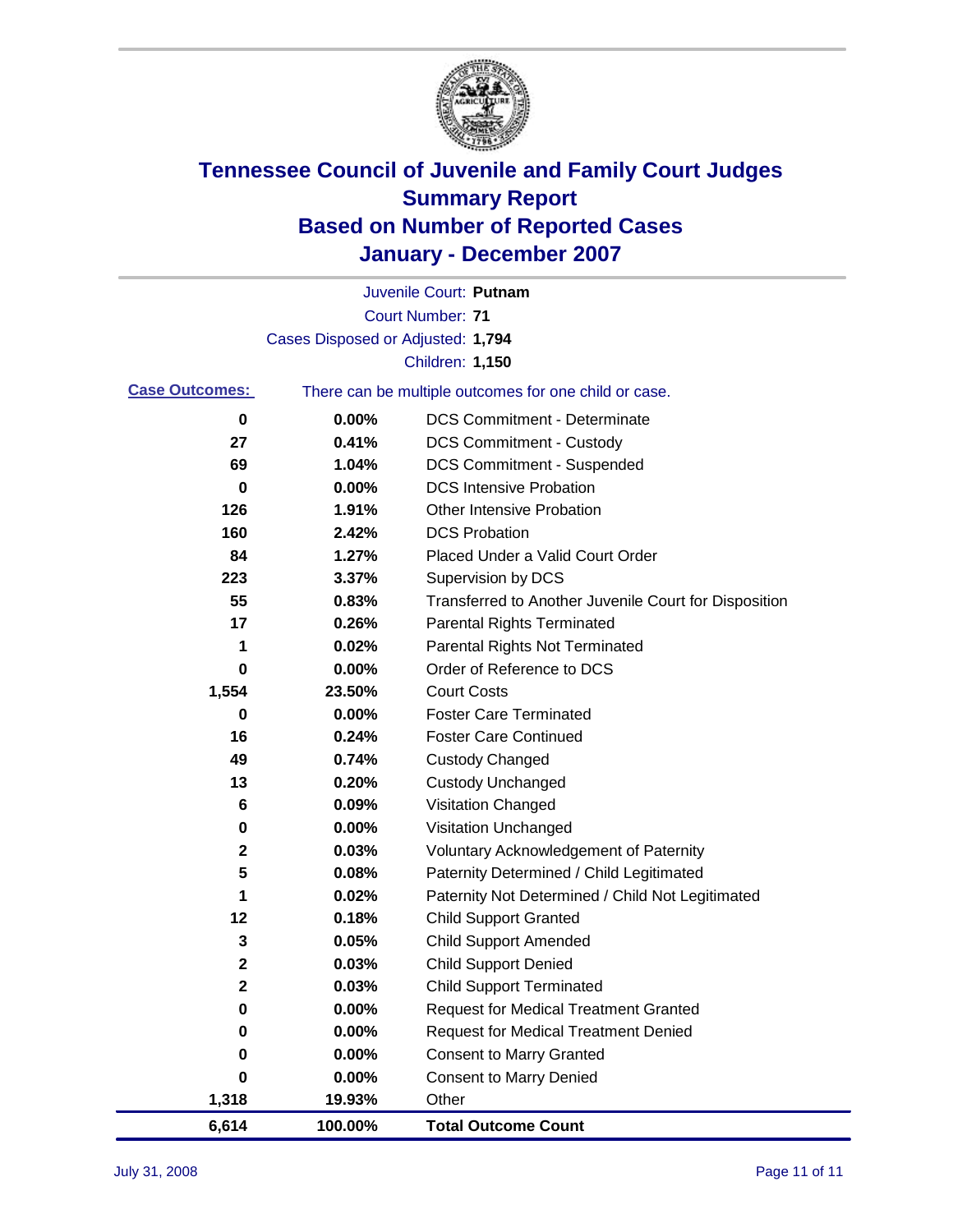# Tennessee Council of Juvenile and Family Court Judges
## Summary Report
## Based on Number of Reported Cases
## January - December 2007

Juvenile Court: **Putnam**
Court Number: **71**
Cases Disposed or Adjusted: **1,794**
Children: **1,150**

**Case Outcomes:** There can be multiple outcomes for one child or case.

| | | |
|---|---|---|
| 0 | 0.00% | DCS Commitment - Determinate |
| 27 | 0.41% | DCS Commitment - Custody |
| 69 | 1.04% | DCS Commitment - Suspended |
| 0 | 0.00% | DCS Intensive Probation |
| 126 | 1.91% | Other Intensive Probation |
| 160 | 2.42% | DCS Probation |
| 84 | 1.27% | Placed Under a Valid Court Order |
| 223 | 3.37% | Supervision by DCS |
| 55 | 0.83% | Transferred to Another Juvenile Court for Disposition |
| 17 | 0.26% | Parental Rights Terminated |
| 1 | 0.02% | Parental Rights Not Terminated |
| 0 | 0.00% | Order of Reference to DCS |
| 1,554 | 23.50% | Court Costs |
| 0 | 0.00% | Foster Care Terminated |
| 16 | 0.24% | Foster Care Continued |
| 49 | 0.74% | Custody Changed |
| 13 | 0.20% | Custody Unchanged |
| 6 | 0.09% | Visitation Changed |
| 0 | 0.00% | Visitation Unchanged |
| 2 | 0.03% | Voluntary Acknowledgement of Paternity |
| 5 | 0.08% | Paternity Determined / Child Legitimated |
| 1 | 0.02% | Paternity Not Determined / Child Not Legitimated |
| 12 | 0.18% | Child Support Granted |
| 3 | 0.05% | Child Support Amended |
| 2 | 0.03% | Child Support Denied |
| 2 | 0.03% | Child Support Terminated |
| 0 | 0.00% | Request for Medical Treatment Granted |
| 0 | 0.00% | Request for Medical Treatment Denied |
| 0 | 0.00% | Consent to Marry Granted |
| 0 | 0.00% | Consent to Marry Denied |
| 1,318 | 19.93% | Other |
| **6,614** | **100.00%** | **Total Outcome Count** |

July 31, 2008